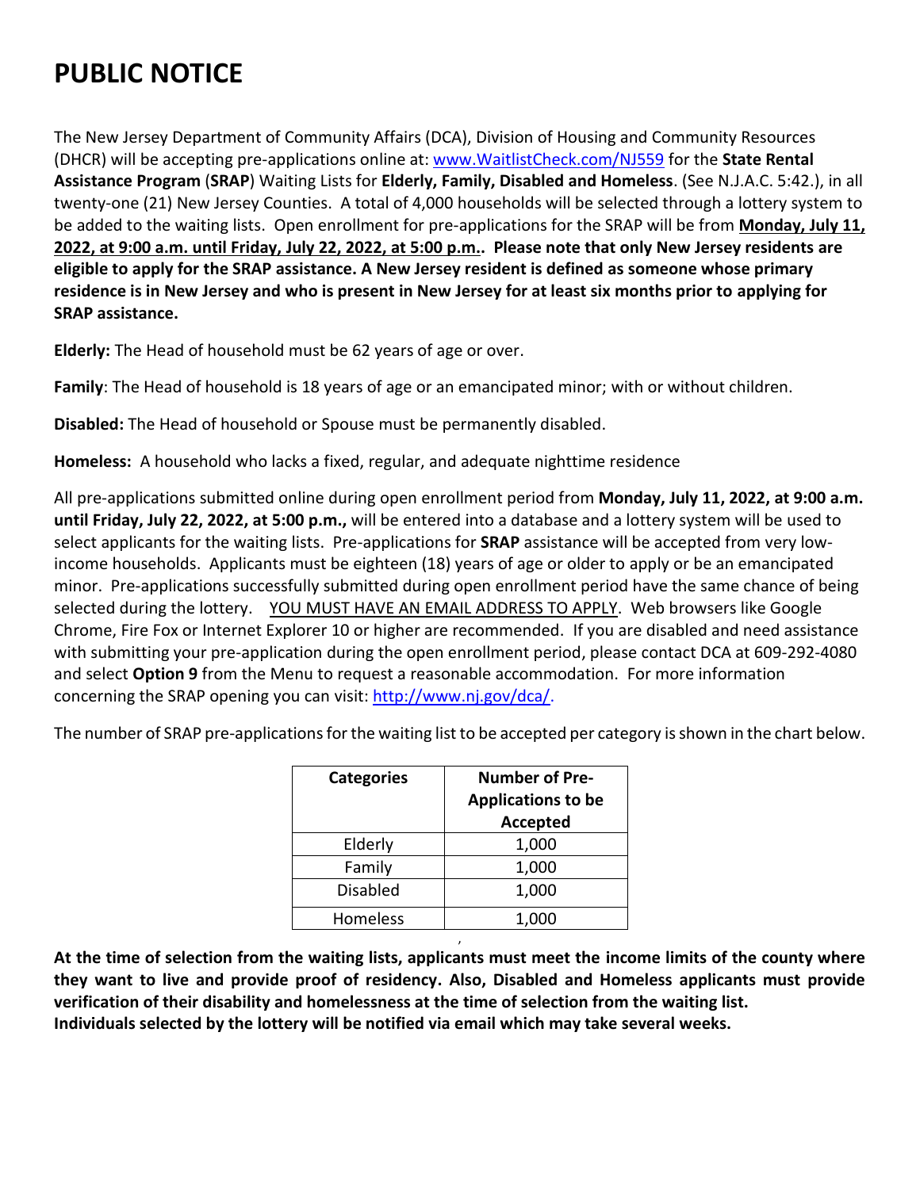# PUBLIC NOTICE

The New Jersey Department of Community Affairs (DCA), Division of Housing and Community Resources (DHCR) will be accepting pre-applications online at: [www.WaitlistCheck.com/NJ559](http://www.WaitlistCheck.com/NJ559) for the **State Rental Assistance Program** (**SRAP**) Waiting Lists for **Elderly, Family, Disabled and Homeless**. (See N.J.A.C. 5:42.), in all twenty-one (21) New Jersey Counties. A total of 4,000 households will be selected through a lottery system to be added to the waiting lists. Open enrollment for pre-applications for the SRAP will be from **Monday, July 11, 2022, at 9:00 a.m. until Friday, July 22, 2022, at 5:00 p.m.. Please note that only New Jersey residents are eligible to apply for the SRAP assistance. A New Jersey resident is defined as someone whose primary residence is in New Jersey and who is present in New Jersey for at least six months prior to applying for SRAP assistance.**

**Elderly:** The Head of household must be 62 years of age or over.

**Family**: The Head of household is 18 years of age or an emancipated minor; with or without children.

**Disabled:** The Head of household or Spouse must be permanently disabled.

**Homeless:** A household who lacks a fixed, regular, and adequate nighttime residence

All pre-applications submitted online during open enrollment period from **Monday, July 11, 2022, at 9:00 a.m. until Friday, July 22, 2022, at 5:00 p.m.,** will be entered into a database and a lottery system will be used to select applicants for the waiting lists. Pre-applications for **SRAP** assistance will be accepted from very low-income households. Applicants must be eighteen (18) years of age or older to apply or be an emancipated minor. Pre-applications successfully submitted during open enrollment period have the same chance of being selected during the lottery. YOU MUST HAVE AN EMAIL ADDRESS TO APPLY. Web browsers like Google Chrome, Fire Fox or Internet Explorer 10 or higher are recommended. If you are disabled and need assistance with submitting your pre-application during the open enrollment period, please contact DCA at 609-292-4080 and select **Option 9** from the Menu to request a reasonable accommodation. For more information concerning the SRAP opening you can visit: [http://www.nj.gov/dca/](http://www.nj.gov/dca/).

The number of SRAP pre-applications for the waiting list to be accepted per category is shown in the chart below.

| Categories | Number of Pre-Applications to be Accepted |
|---|---|
| Elderly | 1,000 |
| Family | 1,000 |
| Disabled | 1,000 |
| Homeless | 1,000 |

**At the time of selection from the waiting lists, applicants must meet the income limits of the county where they want to live and provide proof of residency. Also, Disabled and Homeless applicants must provide verification of their disability and homelessness at the time of selection from the waiting list.**
**Individuals selected by the lottery will be notified via email which may take several weeks.**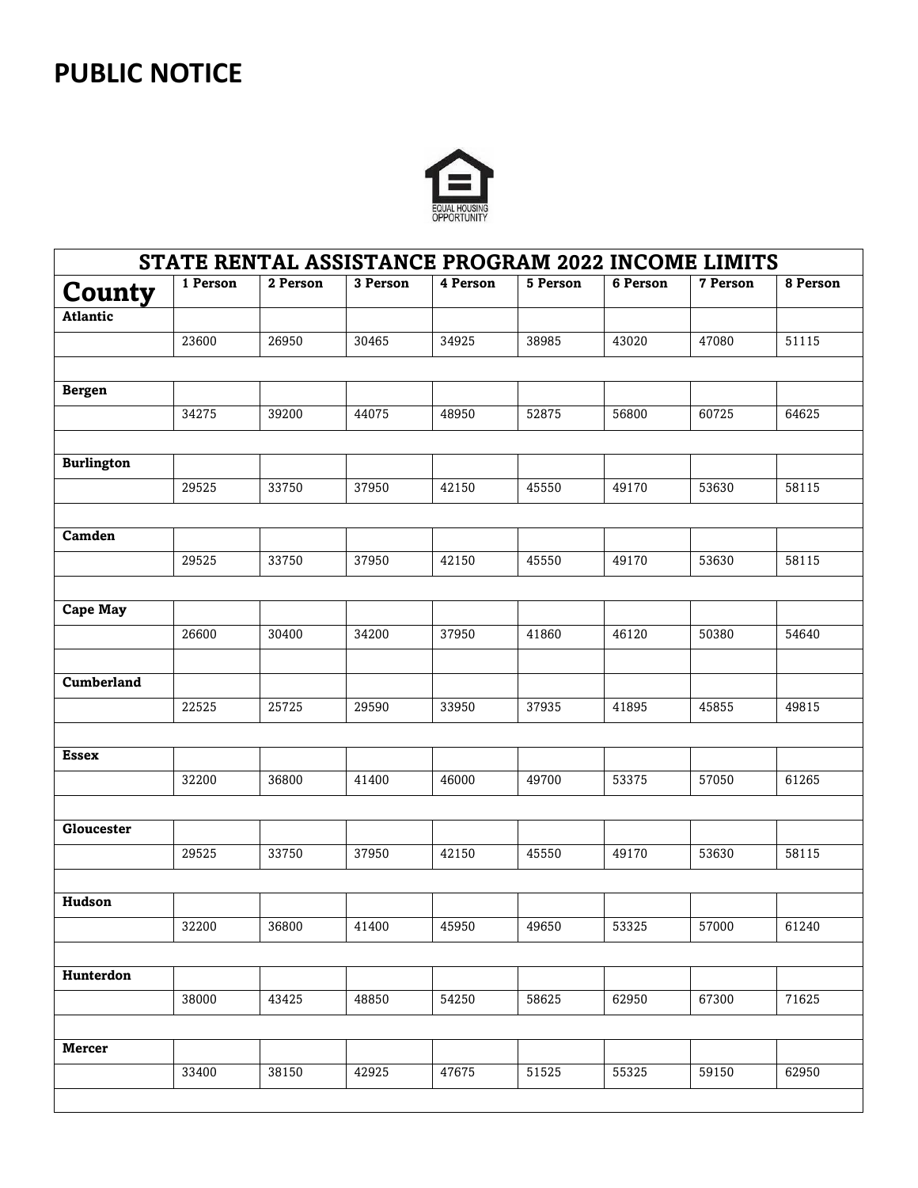# PUBLIC NOTICE

EQUAL HOUSING OPPORTUNITY

| STATE RENTAL ASSISTANCE PROGRAM 2022 INCOME LIMITS | | | | | | | | |
|---|---|---|---|---|---|---|---|---|
| **County** | **1 Person** | **2 Person** | **3 Person** | **4 Person** | **5 Person** | **6 Person** | **7 Person** | **8 Person** |
| **Atlantic** | | | | | | | | |
| | 23600 | 26950 | 30465 | 34925 | 38985 | 43020 | 47080 | 51115 |
| | | | | | | | | |
| **Bergen** | | | | | | | | |
| | 34275 | 39200 | 44075 | 48950 | 52875 | 56800 | 60725 | 64625 |
| | | | | | | | | |
| **Burlington** | | | | | | | | |
| | 29525 | 33750 | 37950 | 42150 | 45550 | 49170 | 53630 | 58115 |
| | | | | | | | | |
| **Camden** | | | | | | | | |
| | 29525 | 33750 | 37950 | 42150 | 45550 | 49170 | 53630 | 58115 |
| | | | | | | | | |
| **Cape May** | | | | | | | | |
| | 26600 | 30400 | 34200 | 37950 | 41860 | 46120 | 50380 | 54640 |
| | | | | | | | | |
| **Cumberland** | | | | | | | | |
| | 22525 | 25725 | 29590 | 33950 | 37935 | 41895 | 45855 | 49815 |
| | | | | | | | | |
| **Essex** | | | | | | | | |
| | 32200 | 36800 | 41400 | 46000 | 49700 | 53375 | 57050 | 61265 |
| | | | | | | | | |
| **Gloucester** | | | | | | | | |
| | 29525 | 33750 | 37950 | 42150 | 45550 | 49170 | 53630 | 58115 |
| | | | | | | | | |
| **Hudson** | | | | | | | | |
| | 32200 | 36800 | 41400 | 45950 | 49650 | 53325 | 57000 | 61240 |
| | | | | | | | | |
| **Hunterdon** | | | | | | | | |
| | 38000 | 43425 | 48850 | 54250 | 58625 | 62950 | 67300 | 71625 |
| | | | | | | | | |
| **Mercer** | | | | | | | | |
| | 33400 | 38150 | 42925 | 47675 | 51525 | 55325 | 59150 | 62950 |
| | | | | | | | | |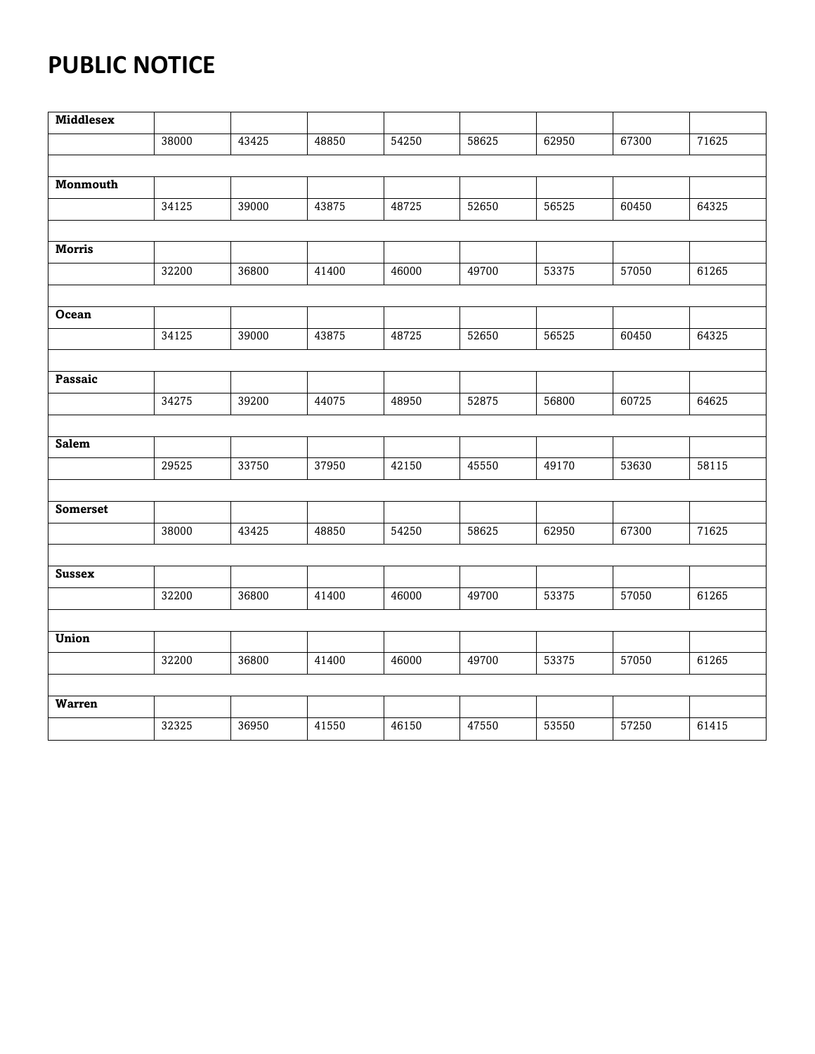# PUBLIC NOTICE

| | | | | | | | | |
|---|---|---|---|---|---|---|---|---|
| **Middlesex** | | | | | | | | |
| | 38000 | 43425 | 48850 | 54250 | 58625 | 62950 | 67300 | 71625 |
| | | | | | | | | |
| **Monmouth** | | | | | | | | |
| | 34125 | 39000 | 43875 | 48725 | 52650 | 56525 | 60450 | 64325 |
| | | | | | | | | |
| **Morris** | | | | | | | | |
| | 32200 | 36800 | 41400 | 46000 | 49700 | 53375 | 57050 | 61265 |
| | | | | | | | | |
| **Ocean** | | | | | | | | |
| | 34125 | 39000 | 43875 | 48725 | 52650 | 56525 | 60450 | 64325 |
| | | | | | | | | |
| **Passaic** | | | | | | | | |
| | 34275 | 39200 | 44075 | 48950 | 52875 | 56800 | 60725 | 64625 |
| | | | | | | | | |
| **Salem** | | | | | | | | |
| | 29525 | 33750 | 37950 | 42150 | 45550 | 49170 | 53630 | 58115 |
| | | | | | | | | |
| **Somerset** | | | | | | | | |
| | 38000 | 43425 | 48850 | 54250 | 58625 | 62950 | 67300 | 71625 |
| | | | | | | | | |
| **Sussex** | | | | | | | | |
| | 32200 | 36800 | 41400 | 46000 | 49700 | 53375 | 57050 | 61265 |
| | | | | | | | | |
| **Union** | | | | | | | | |
| | 32200 | 36800 | 41400 | 46000 | 49700 | 53375 | 57050 | 61265 |
| | | | | | | | | |
| **Warren** | | | | | | | | |
| | 32325 | 36950 | 41550 | 46150 | 47550 | 53550 | 57250 | 61415 |